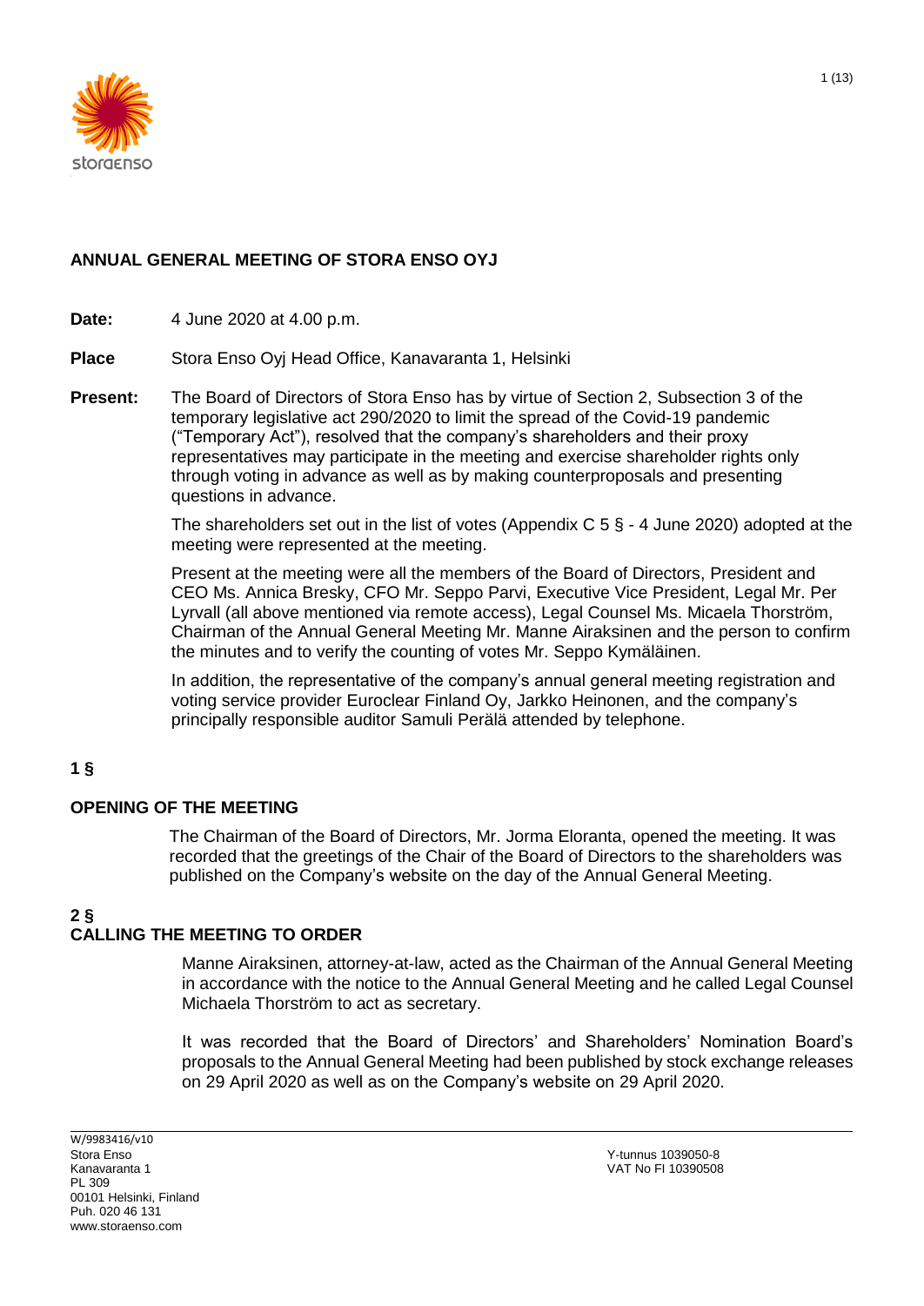# ANNUAL GENERAL MEETING OF STORA ENSO OYJ

**Date:** 4 June 2020 at 4.00 p.m.

**Place** Stora Enso Oyj Head Office, Kanavaranta 1, Helsinki

**Present:** The Board of Directors of Stora Enso has by virtue of Section 2, Subsection 3 of the temporary legislative act 290/2020 to limit the spread of the Covid-19 pandemic ("Temporary Act"), resolved that the company's shareholders and their proxy representatives may participate in the meeting and exercise shareholder rights only through voting in advance as well as by making counterproposals and presenting questions in advance.

The shareholders set out in the list of votes (Appendix C 5 § - 4 June 2020) adopted at the meeting were represented at the meeting.

Present at the meeting were all the members of the Board of Directors, President and CEO Ms. Annica Bresky, CFO Mr. Seppo Parvi, Executive Vice President, Legal Mr. Per Lyrvall (all above mentioned via remote access), Legal Counsel Ms. Micaela Thorström, Chairman of the Annual General Meeting Mr. Manne Airaksinen and the person to confirm the minutes and to verify the counting of votes Mr. Seppo Kymäläinen.

In addition, the representative of the company's annual general meeting registration and voting service provider Euroclear Finland Oy, Jarkko Heinonen, and the company's principally responsible auditor Samuli Perälä attended by telephone.

## 1 §

## OPENING OF THE MEETING

The Chairman of the Board of Directors, Mr. Jorma Eloranta, opened the meeting. It was recorded that the greetings of the Chair of the Board of Directors to the shareholders was published on the Company's website on the day of the Annual General Meeting.

## 2 §

## CALLING THE MEETING TO ORDER

Manne Airaksinen, attorney-at-law, acted as the Chairman of the Annual General Meeting in accordance with the notice to the Annual General Meeting and he called Legal Counsel Michaela Thorström to act as secretary.

It was recorded that the Board of Directors' and Shareholders' Nomination Board's proposals to the Annual General Meeting had been published by stock exchange releases on 29 April 2020 as well as on the Company's website on 29 April 2020.

W/9983416/v10
Stora Enso
Kanavaranta 1
PL 309
00101 Helsinki, Finland
Puh. 020 46 131
www.storaenso.com

Y-tunnus 1039050-8
VAT No FI 10390508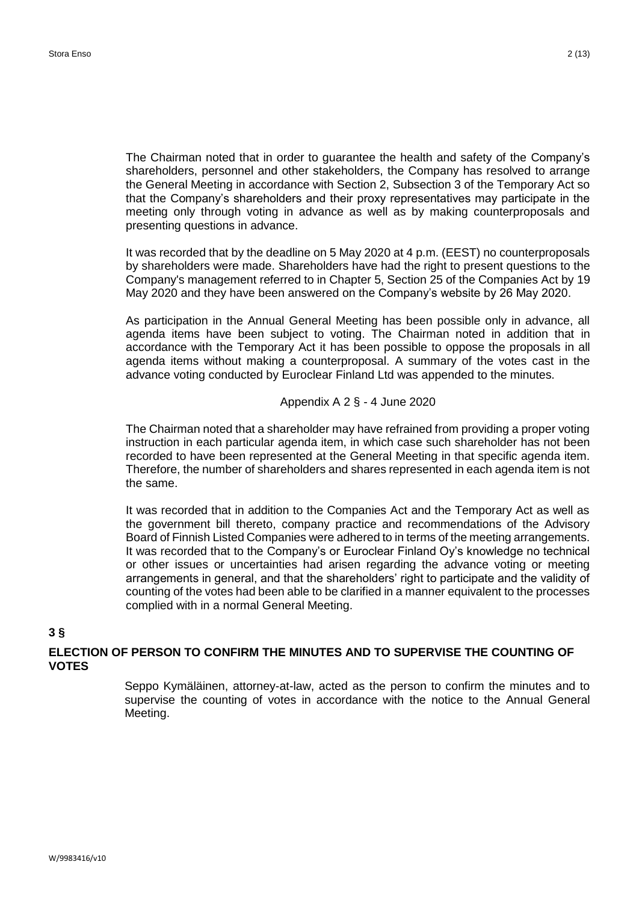The Chairman noted that in order to guarantee the health and safety of the Company's shareholders, personnel and other stakeholders, the Company has resolved to arrange the General Meeting in accordance with Section 2, Subsection 3 of the Temporary Act so that the Company's shareholders and their proxy representatives may participate in the meeting only through voting in advance as well as by making counterproposals and presenting questions in advance.

It was recorded that by the deadline on 5 May 2020 at 4 p.m. (EEST) no counterproposals by shareholders were made. Shareholders have had the right to present questions to the Company's management referred to in Chapter 5, Section 25 of the Companies Act by 19 May 2020 and they have been answered on the Company's website by 26 May 2020.

As participation in the Annual General Meeting has been possible only in advance, all agenda items have been subject to voting. The Chairman noted in addition that in accordance with the Temporary Act it has been possible to oppose the proposals in all agenda items without making a counterproposal. A summary of the votes cast in the advance voting conducted by Euroclear Finland Ltd was appended to the minutes.

Appendix A 2 § - 4 June 2020

The Chairman noted that a shareholder may have refrained from providing a proper voting instruction in each particular agenda item, in which case such shareholder has not been recorded to have been represented at the General Meeting in that specific agenda item. Therefore, the number of shareholders and shares represented in each agenda item is not the same.

It was recorded that in addition to the Companies Act and the Temporary Act as well as the government bill thereto, company practice and recommendations of the Advisory Board of Finnish Listed Companies were adhered to in terms of the meeting arrangements. It was recorded that to the Company's or Euroclear Finland Oy's knowledge no technical or other issues or uncertainties had arisen regarding the advance voting or meeting arrangements in general, and that the shareholders' right to participate and the validity of counting of the votes had been able to be clarified in a manner equivalent to the processes complied with in a normal General Meeting.

**3 §**

**ELECTION OF PERSON TO CONFIRM THE MINUTES AND TO SUPERVISE THE COUNTING OF VOTES**

Seppo Kymäläinen, attorney-at-law, acted as the person to confirm the minutes and to supervise the counting of votes in accordance with the notice to the Annual General Meeting.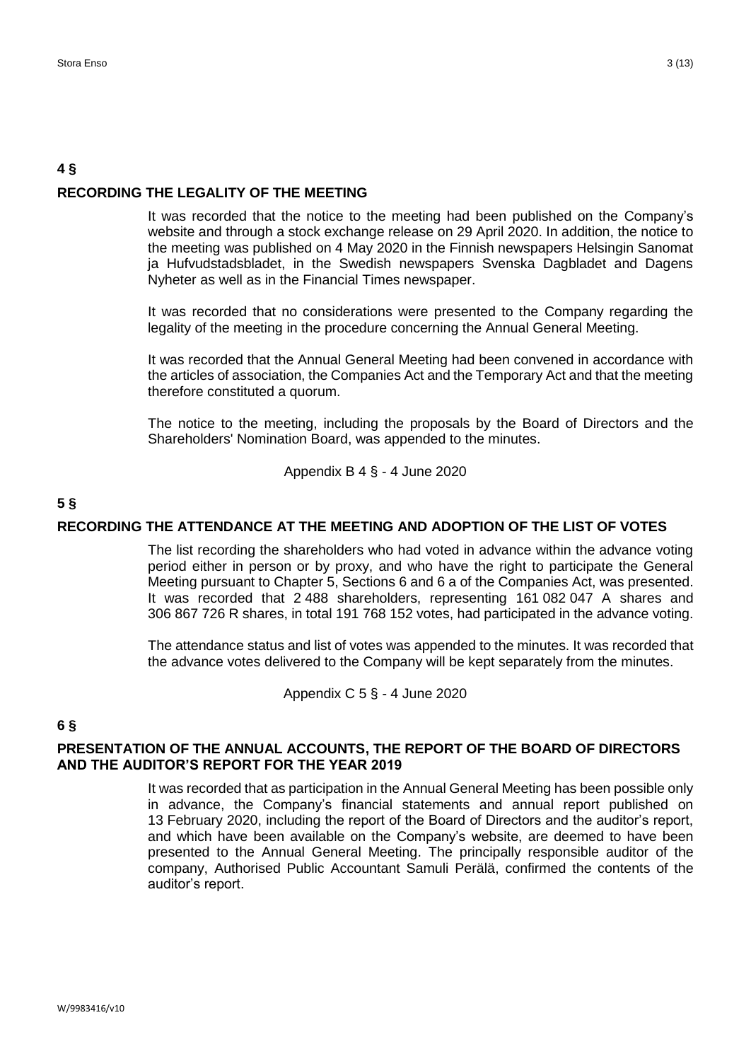## 4 §

### RECORDING THE LEGALITY OF THE MEETING

It was recorded that the notice to the meeting had been published on the Company's website and through a stock exchange release on 29 April 2020. In addition, the notice to the meeting was published on 4 May 2020 in the Finnish newspapers Helsingin Sanomat ja Hufvudstadsbladet, in the Swedish newspapers Svenska Dagbladet and Dagens Nyheter as well as in the Financial Times newspaper.

It was recorded that no considerations were presented to the Company regarding the legality of the meeting in the procedure concerning the Annual General Meeting.

It was recorded that the Annual General Meeting had been convened in accordance with the articles of association, the Companies Act and the Temporary Act and that the meeting therefore constituted a quorum.

The notice to the meeting, including the proposals by the Board of Directors and the Shareholders' Nomination Board, was appended to the minutes.

Appendix B 4 § - 4 June 2020

## 5 §

### RECORDING THE ATTENDANCE AT THE MEETING AND ADOPTION OF THE LIST OF VOTES

The list recording the shareholders who had voted in advance within the advance voting period either in person or by proxy, and who have the right to participate the General Meeting pursuant to Chapter 5, Sections 6 and 6 a of the Companies Act, was presented. It was recorded that 2 488 shareholders, representing 161 082 047 A shares and 306 867 726 R shares, in total 191 768 152 votes, had participated in the advance voting.

The attendance status and list of votes was appended to the minutes. It was recorded that the advance votes delivered to the Company will be kept separately from the minutes.

Appendix C 5 § - 4 June 2020

## 6 §

### PRESENTATION OF THE ANNUAL ACCOUNTS, THE REPORT OF THE BOARD OF DIRECTORS AND THE AUDITOR'S REPORT FOR THE YEAR 2019

It was recorded that as participation in the Annual General Meeting has been possible only in advance, the Company's financial statements and annual report published on 13 February 2020, including the report of the Board of Directors and the auditor's report, and which have been available on the Company's website, are deemed to have been presented to the Annual General Meeting. The principally responsible auditor of the company, Authorised Public Accountant Samuli Perälä, confirmed the contents of the auditor's report.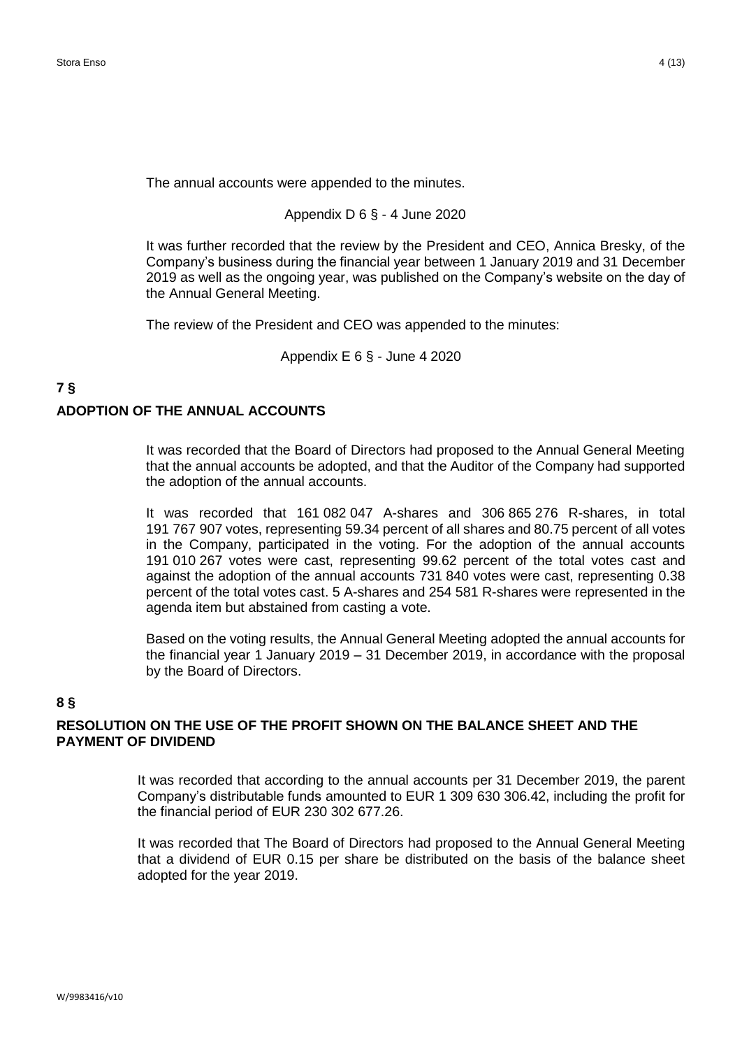The annual accounts were appended to the minutes.

Appendix D 6 § - 4 June 2020

It was further recorded that the review by the President and CEO, Annica Bresky, of the Company's business during the financial year between 1 January 2019 and 31 December 2019 as well as the ongoing year, was published on the Company's website on the day of the Annual General Meeting.

The review of the President and CEO was appended to the minutes:

Appendix E 6 § - June 4 2020

## 7 §

## ADOPTION OF THE ANNUAL ACCOUNTS

It was recorded that the Board of Directors had proposed to the Annual General Meeting that the annual accounts be adopted, and that the Auditor of the Company had supported the adoption of the annual accounts.

It was recorded that 161 082 047 A-shares and 306 865 276 R-shares, in total 191 767 907 votes, representing 59.34 percent of all shares and 80.75 percent of all votes in the Company, participated in the voting. For the adoption of the annual accounts 191 010 267 votes were cast, representing 99.62 percent of the total votes cast and against the adoption of the annual accounts 731 840 votes were cast, representing 0.38 percent of the total votes cast. 5 A-shares and 254 581 R-shares were represented in the agenda item but abstained from casting a vote.

Based on the voting results, the Annual General Meeting adopted the annual accounts for the financial year 1 January 2019 – 31 December 2019, in accordance with the proposal by the Board of Directors.

## 8 §

## RESOLUTION ON THE USE OF THE PROFIT SHOWN ON THE BALANCE SHEET AND THE PAYMENT OF DIVIDEND

It was recorded that according to the annual accounts per 31 December 2019, the parent Company's distributable funds amounted to EUR 1 309 630 306.42, including the profit for the financial period of EUR 230 302 677.26.

It was recorded that The Board of Directors had proposed to the Annual General Meeting that a dividend of EUR 0.15 per share be distributed on the basis of the balance sheet adopted for the year 2019.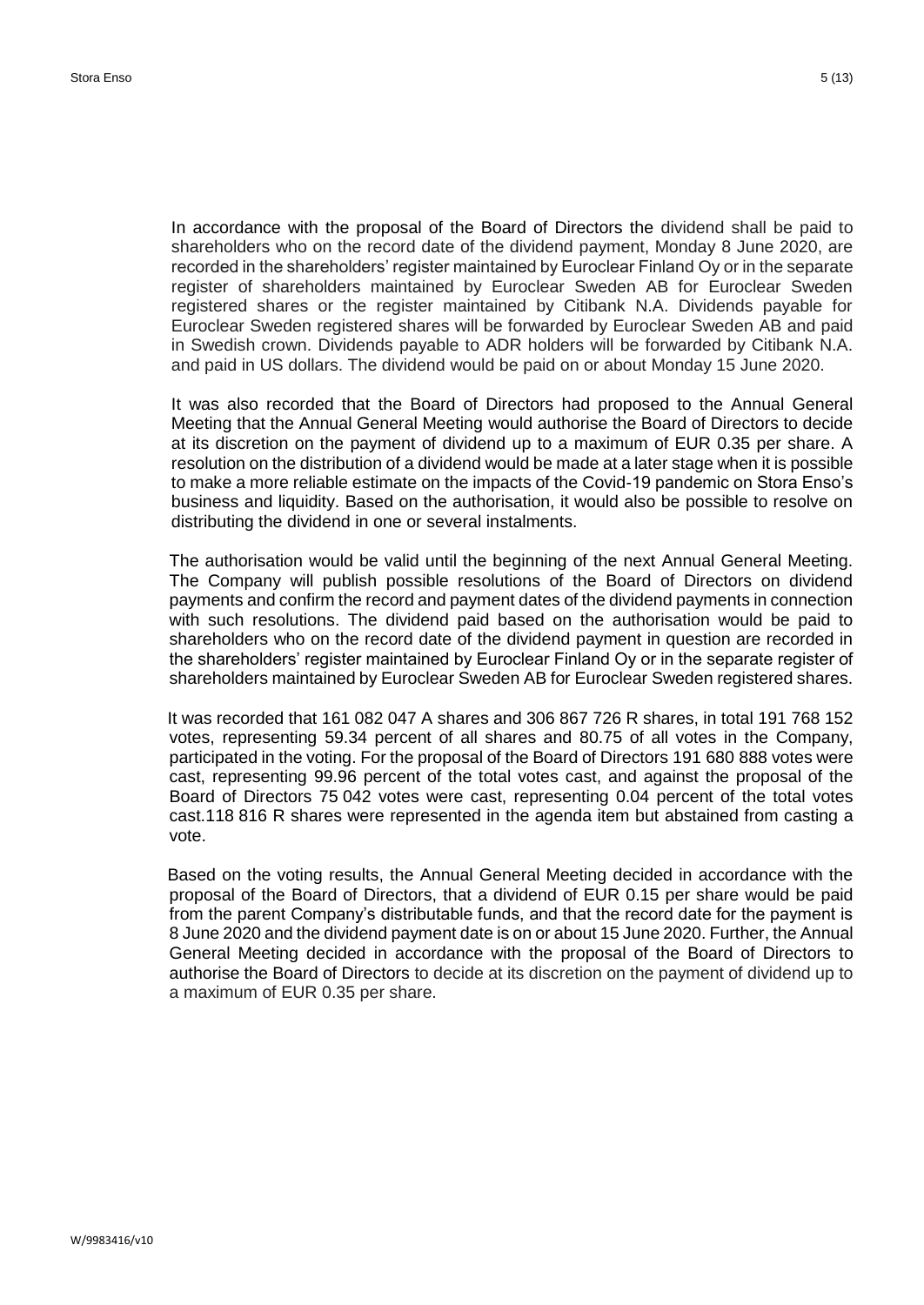In accordance with the proposal of the Board of Directors the dividend shall be paid to shareholders who on the record date of the dividend payment, Monday 8 June 2020, are recorded in the shareholders' register maintained by Euroclear Finland Oy or in the separate register of shareholders maintained by Euroclear Sweden AB for Euroclear Sweden registered shares or the register maintained by Citibank N.A. Dividends payable for Euroclear Sweden registered shares will be forwarded by Euroclear Sweden AB and paid in Swedish crown. Dividends payable to ADR holders will be forwarded by Citibank N.A. and paid in US dollars. The dividend would be paid on or about Monday 15 June 2020.

It was also recorded that the Board of Directors had proposed to the Annual General Meeting that the Annual General Meeting would authorise the Board of Directors to decide at its discretion on the payment of dividend up to a maximum of EUR 0.35 per share. A resolution on the distribution of a dividend would be made at a later stage when it is possible to make a more reliable estimate on the impacts of the Covid-19 pandemic on Stora Enso's business and liquidity. Based on the authorisation, it would also be possible to resolve on distributing the dividend in one or several instalments.

The authorisation would be valid until the beginning of the next Annual General Meeting. The Company will publish possible resolutions of the Board of Directors on dividend payments and confirm the record and payment dates of the dividend payments in connection with such resolutions. The dividend paid based on the authorisation would be paid to shareholders who on the record date of the dividend payment in question are recorded in the shareholders' register maintained by Euroclear Finland Oy or in the separate register of shareholders maintained by Euroclear Sweden AB for Euroclear Sweden registered shares.

It was recorded that 161 082 047 A shares and 306 867 726 R shares, in total 191 768 152 votes, representing 59.34 percent of all shares and 80.75 of all votes in the Company, participated in the voting. For the proposal of the Board of Directors 191 680 888 votes were cast, representing 99.96 percent of the total votes cast, and against the proposal of the Board of Directors 75 042 votes were cast, representing 0.04 percent of the total votes cast.118 816 R shares were represented in the agenda item but abstained from casting a vote.

Based on the voting results, the Annual General Meeting decided in accordance with the proposal of the Board of Directors, that a dividend of EUR 0.15 per share would be paid from the parent Company's distributable funds, and that the record date for the payment is 8 June 2020 and the dividend payment date is on or about 15 June 2020. Further, the Annual General Meeting decided in accordance with the proposal of the Board of Directors to authorise the Board of Directors to decide at its discretion on the payment of dividend up to a maximum of EUR 0.35 per share.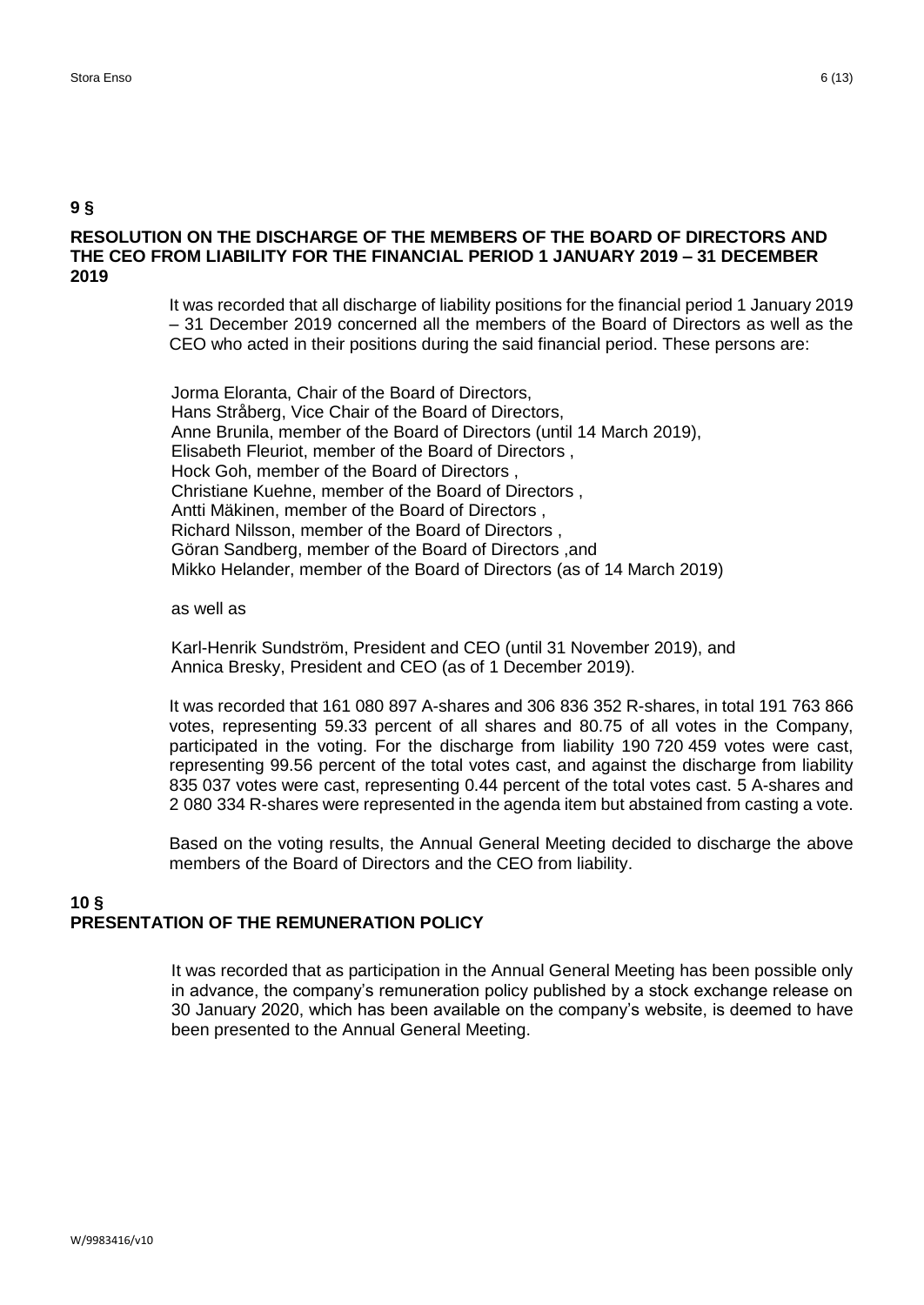## 9 §

## RESOLUTION ON THE DISCHARGE OF THE MEMBERS OF THE BOARD OF DIRECTORS AND THE CEO FROM LIABILITY FOR THE FINANCIAL PERIOD 1 JANUARY 2019 – 31 DECEMBER 2019

It was recorded that all discharge of liability positions for the financial period 1 January 2019 – 31 December 2019 concerned all the members of the Board of Directors as well as the CEO who acted in their positions during the said financial period. These persons are:

Jorma Eloranta, Chair of the Board of Directors,
Hans Stråberg, Vice Chair of the Board of Directors,
Anne Brunila, member of the Board of Directors (until 14 March 2019),
Elisabeth Fleuriot, member of the Board of Directors ,
Hock Goh, member of the Board of Directors ,
Christiane Kuehne, member of the Board of Directors ,
Antti Mäkinen, member of the Board of Directors ,
Richard Nilsson, member of the Board of Directors ,
Göran Sandberg, member of the Board of Directors ,and
Mikko Helander, member of the Board of Directors (as of 14 March 2019)

as well as

Karl-Henrik Sundström, President and CEO (until 31 November 2019), and
Annica Bresky, President and CEO (as of 1 December 2019).

It was recorded that 161 080 897 A-shares and 306 836 352 R-shares, in total 191 763 866 votes, representing 59.33 percent of all shares and 80.75 of all votes in the Company, participated in the voting. For the discharge from liability 190 720 459 votes were cast, representing 99.56 percent of the total votes cast, and against the discharge from liability 835 037 votes were cast, representing 0.44 percent of the total votes cast. 5 A-shares and 2 080 334 R-shares were represented in the agenda item but abstained from casting a vote.

Based on the voting results, the Annual General Meeting decided to discharge the above members of the Board of Directors and the CEO from liability.

## 10 §

## PRESENTATION OF THE REMUNERATION POLICY

It was recorded that as participation in the Annual General Meeting has been possible only in advance, the company's remuneration policy published by a stock exchange release on 30 January 2020, which has been available on the company's website, is deemed to have been presented to the Annual General Meeting.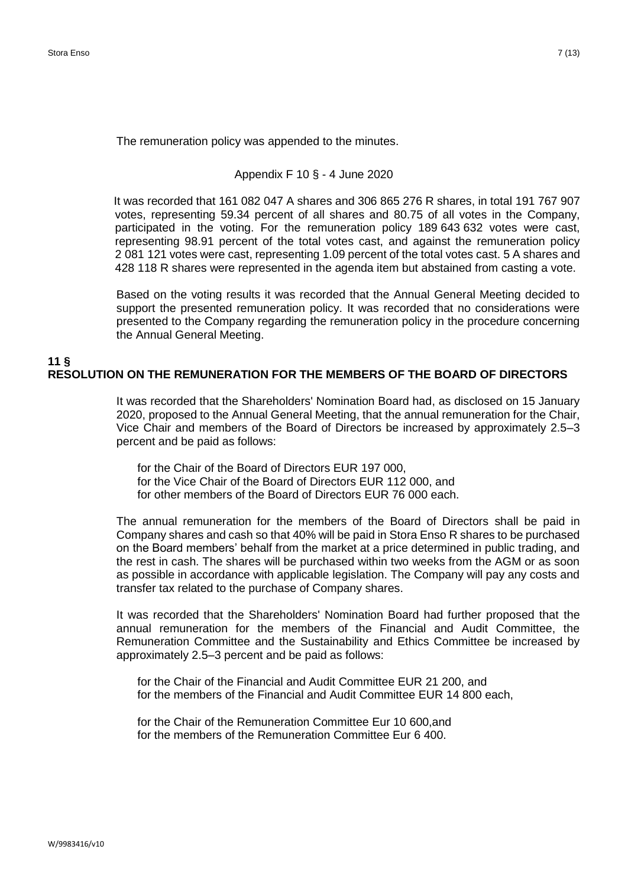The remuneration policy was appended to the minutes.

Appendix F 10 § - 4 June 2020

It was recorded that 161 082 047 A shares and 306 865 276 R shares, in total 191 767 907 votes, representing 59.34 percent of all shares and 80.75 of all votes in the Company, participated in the voting. For the remuneration policy 189 643 632 votes were cast, representing 98.91 percent of the total votes cast, and against the remuneration policy 2 081 121 votes were cast, representing 1.09 percent of the total votes cast. 5 A shares and 428 118 R shares were represented in the agenda item but abstained from casting a vote.

Based on the voting results it was recorded that the Annual General Meeting decided to support the presented remuneration policy. It was recorded that no considerations were presented to the Company regarding the remuneration policy in the procedure concerning the Annual General Meeting.

## 11 §
## RESOLUTION ON THE REMUNERATION FOR THE MEMBERS OF THE BOARD OF DIRECTORS

It was recorded that the Shareholders' Nomination Board had, as disclosed on 15 January 2020, proposed to the Annual General Meeting, that the annual remuneration for the Chair, Vice Chair and members of the Board of Directors be increased by approximately 2.5–3 percent and be paid as follows:

for the Chair of the Board of Directors EUR 197 000,
for the Vice Chair of the Board of Directors EUR 112 000, and
for other members of the Board of Directors EUR 76 000 each.

The annual remuneration for the members of the Board of Directors shall be paid in Company shares and cash so that 40% will be paid in Stora Enso R shares to be purchased on the Board members' behalf from the market at a price determined in public trading, and the rest in cash. The shares will be purchased within two weeks from the AGM or as soon as possible in accordance with applicable legislation. The Company will pay any costs and transfer tax related to the purchase of Company shares.

It was recorded that the Shareholders' Nomination Board had further proposed that the annual remuneration for the members of the Financial and Audit Committee, the Remuneration Committee and the Sustainability and Ethics Committee be increased by approximately 2.5–3 percent and be paid as follows:

for the Chair of the Financial and Audit Committee EUR 21 200, and
for the members of the Financial and Audit Committee EUR 14 800 each,

for the Chair of the Remuneration Committee Eur 10 600,and
for the members of the Remuneration Committee Eur 6 400.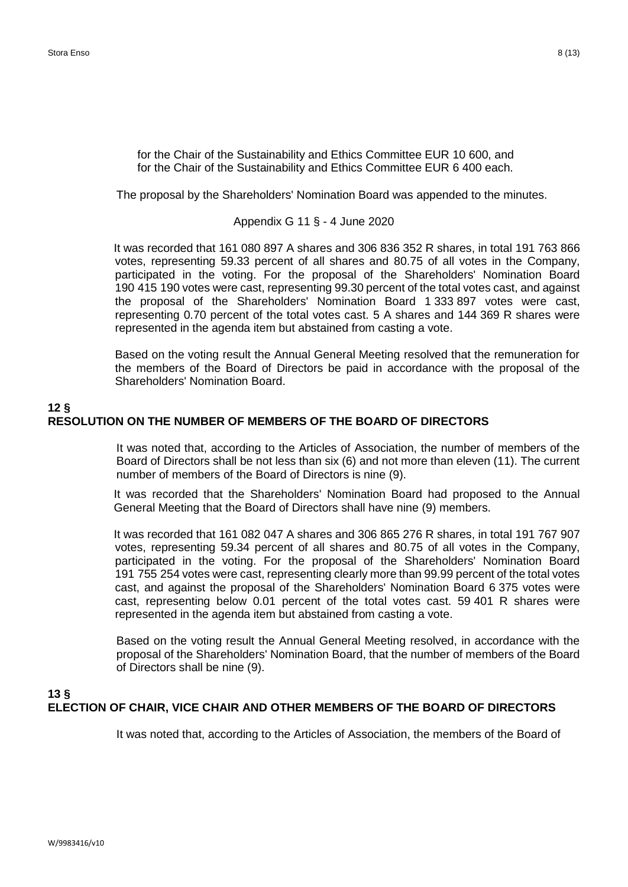for the Chair of the Sustainability and Ethics Committee EUR 10 600, and
for the Chair of the Sustainability and Ethics Committee EUR 6 400 each.

The proposal by the Shareholders' Nomination Board was appended to the minutes.

Appendix G 11 § - 4 June 2020

It was recorded that 161 080 897 A shares and 306 836 352 R shares, in total 191 763 866 votes, representing 59.33 percent of all shares and 80.75 of all votes in the Company, participated in the voting. For the proposal of the Shareholders' Nomination Board 190 415 190 votes were cast, representing 99.30 percent of the total votes cast, and against the proposal of the Shareholders' Nomination Board 1 333 897 votes were cast, representing 0.70 percent of the total votes cast. 5 A shares and 144 369 R shares were represented in the agenda item but abstained from casting a vote.

Based on the voting result the Annual General Meeting resolved that the remuneration for the members of the Board of Directors be paid in accordance with the proposal of the Shareholders' Nomination Board.

## 12 §
## RESOLUTION ON THE NUMBER OF MEMBERS OF THE BOARD OF DIRECTORS

It was noted that, according to the Articles of Association, the number of members of the Board of Directors shall be not less than six (6) and not more than eleven (11). The current number of members of the Board of Directors is nine (9).

It was recorded that the Shareholders' Nomination Board had proposed to the Annual General Meeting that the Board of Directors shall have nine (9) members.

It was recorded that 161 082 047 A shares and 306 865 276 R shares, in total 191 767 907 votes, representing 59.34 percent of all shares and 80.75 of all votes in the Company, participated in the voting. For the proposal of the Shareholders' Nomination Board 191 755 254 votes were cast, representing clearly more than 99.99 percent of the total votes cast, and against the proposal of the Shareholders' Nomination Board 6 375 votes were cast, representing below 0.01 percent of the total votes cast. 59 401 R shares were represented in the agenda item but abstained from casting a vote.

Based on the voting result the Annual General Meeting resolved, in accordance with the proposal of the Shareholders' Nomination Board, that the number of members of the Board of Directors shall be nine (9).

## 13 §
## ELECTION OF CHAIR, VICE CHAIR AND OTHER MEMBERS OF THE BOARD OF DIRECTORS

It was noted that, according to the Articles of Association, the members of the Board of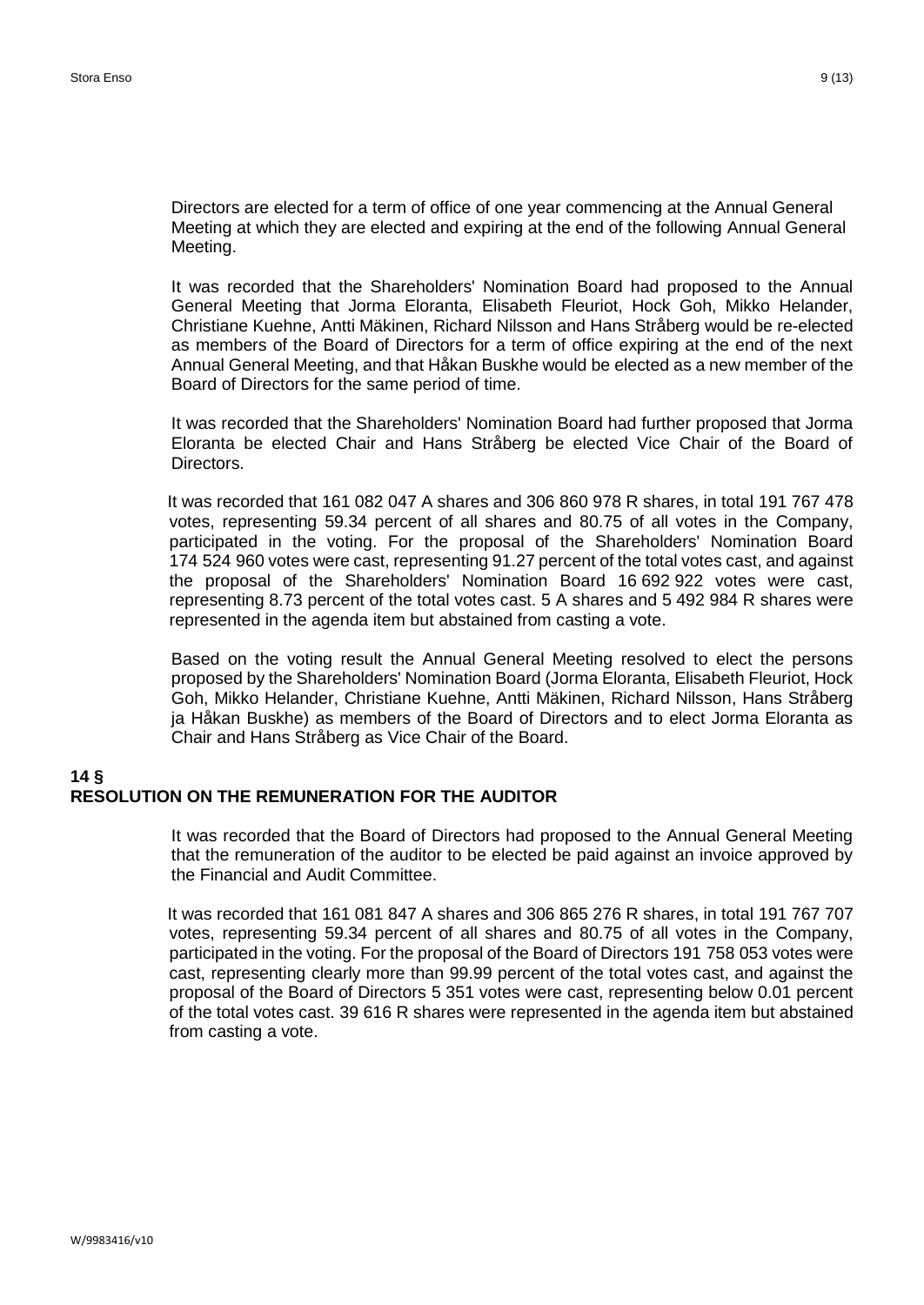Directors are elected for a term of office of one year commencing at the Annual General Meeting at which they are elected and expiring at the end of the following Annual General Meeting.

It was recorded that the Shareholders' Nomination Board had proposed to the Annual General Meeting that Jorma Eloranta, Elisabeth Fleuriot, Hock Goh, Mikko Helander, Christiane Kuehne, Antti Mäkinen, Richard Nilsson and Hans Stråberg would be re-elected as members of the Board of Directors for a term of office expiring at the end of the next Annual General Meeting, and that Håkan Buskhe would be elected as a new member of the Board of Directors for the same period of time.

It was recorded that the Shareholders' Nomination Board had further proposed that Jorma Eloranta be elected Chair and Hans Stråberg be elected Vice Chair of the Board of Directors.

It was recorded that 161 082 047 A shares and 306 860 978 R shares, in total 191 767 478 votes, representing 59.34 percent of all shares and 80.75 of all votes in the Company, participated in the voting. For the proposal of the Shareholders' Nomination Board 174 524 960 votes were cast, representing 91.27 percent of the total votes cast, and against the proposal of the Shareholders' Nomination Board 16 692 922 votes were cast, representing 8.73 percent of the total votes cast. 5 A shares and 5 492 984 R shares were represented in the agenda item but abstained from casting a vote.

Based on the voting result the Annual General Meeting resolved to elect the persons proposed by the Shareholders' Nomination Board (Jorma Eloranta, Elisabeth Fleuriot, Hock Goh, Mikko Helander, Christiane Kuehne, Antti Mäkinen, Richard Nilsson, Hans Stråberg ja Håkan Buskhe) as members of the Board of Directors and to elect Jorma Eloranta as Chair and Hans Stråberg as Vice Chair of the Board.

## 14 §
## RESOLUTION ON THE REMUNERATION FOR THE AUDITOR

It was recorded that the Board of Directors had proposed to the Annual General Meeting that the remuneration of the auditor to be elected be paid against an invoice approved by the Financial and Audit Committee.

It was recorded that 161 081 847 A shares and 306 865 276 R shares, in total 191 767 707 votes, representing 59.34 percent of all shares and 80.75 of all votes in the Company, participated in the voting. For the proposal of the Board of Directors 191 758 053 votes were cast, representing clearly more than 99.99 percent of the total votes cast, and against the proposal of the Board of Directors 5 351 votes were cast, representing below 0.01 percent of the total votes cast. 39 616 R shares were represented in the agenda item but abstained from casting a vote.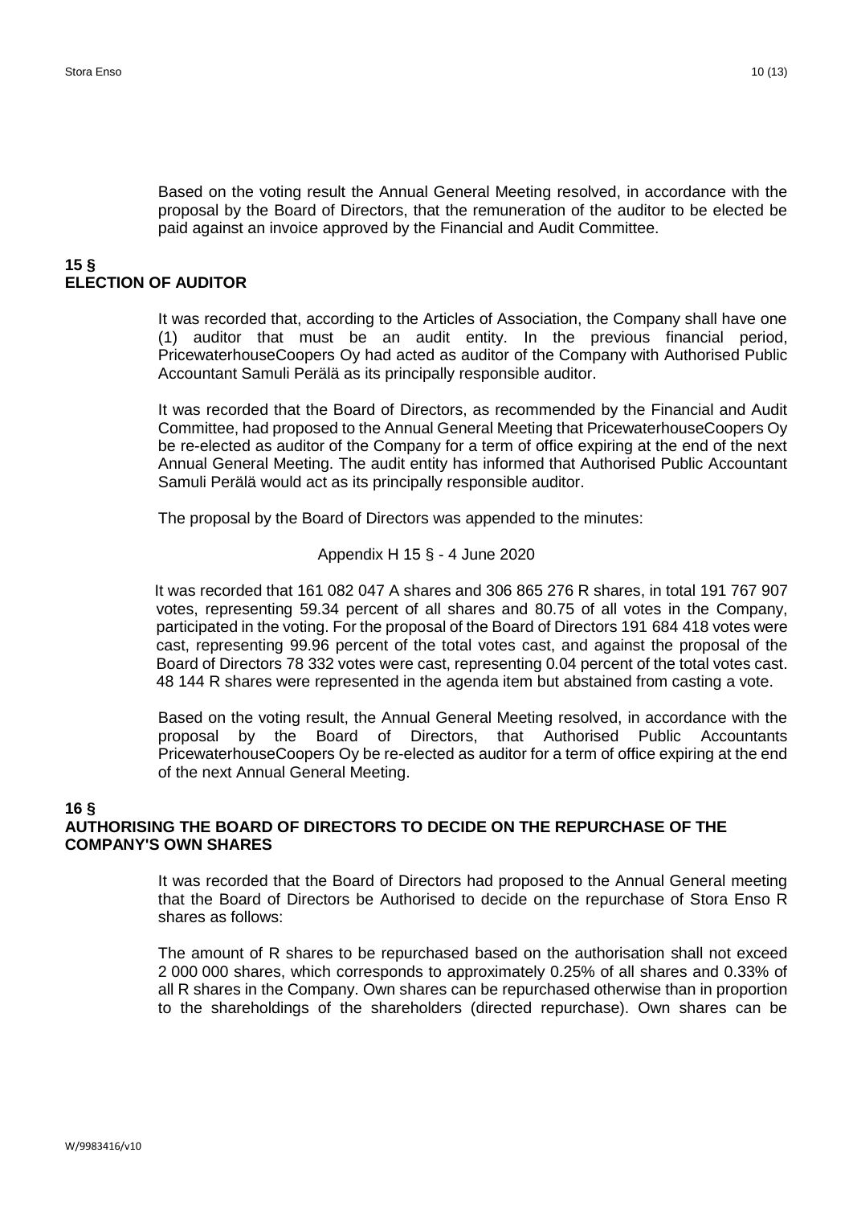Based on the voting result the Annual General Meeting resolved, in accordance with the proposal by the Board of Directors, that the remuneration of the auditor to be elected be paid against an invoice approved by the Financial and Audit Committee.

## 15 §
## ELECTION OF AUDITOR

It was recorded that, according to the Articles of Association, the Company shall have one (1) auditor that must be an audit entity. In the previous financial period, PricewaterhouseCoopers Oy had acted as auditor of the Company with Authorised Public Accountant Samuli Perälä as its principally responsible auditor.

It was recorded that the Board of Directors, as recommended by the Financial and Audit Committee, had proposed to the Annual General Meeting that PricewaterhouseCoopers Oy be re-elected as auditor of the Company for a term of office expiring at the end of the next Annual General Meeting. The audit entity has informed that Authorised Public Accountant Samuli Perälä would act as its principally responsible auditor.

The proposal by the Board of Directors was appended to the minutes:

Appendix H 15 § - 4 June 2020

It was recorded that 161 082 047 A shares and 306 865 276 R shares, in total 191 767 907 votes, representing 59.34 percent of all shares and 80.75 of all votes in the Company, participated in the voting. For the proposal of the Board of Directors 191 684 418 votes were cast, representing 99.96 percent of the total votes cast, and against the proposal of the Board of Directors 78 332 votes were cast, representing 0.04 percent of the total votes cast. 48 144 R shares were represented in the agenda item but abstained from casting a vote.

Based on the voting result, the Annual General Meeting resolved, in accordance with the proposal by the Board of Directors, that Authorised Public Accountants PricewaterhouseCoopers Oy be re-elected as auditor for a term of office expiring at the end of the next Annual General Meeting.

## 16 §
## AUTHORISING THE BOARD OF DIRECTORS TO DECIDE ON THE REPURCHASE OF THE COMPANY'S OWN SHARES

It was recorded that the Board of Directors had proposed to the Annual General meeting that the Board of Directors be Authorised to decide on the repurchase of Stora Enso R shares as follows:

The amount of R shares to be repurchased based on the authorisation shall not exceed 2 000 000 shares, which corresponds to approximately 0.25% of all shares and 0.33% of all R shares in the Company. Own shares can be repurchased otherwise than in proportion to the shareholdings of the shareholders (directed repurchase). Own shares can be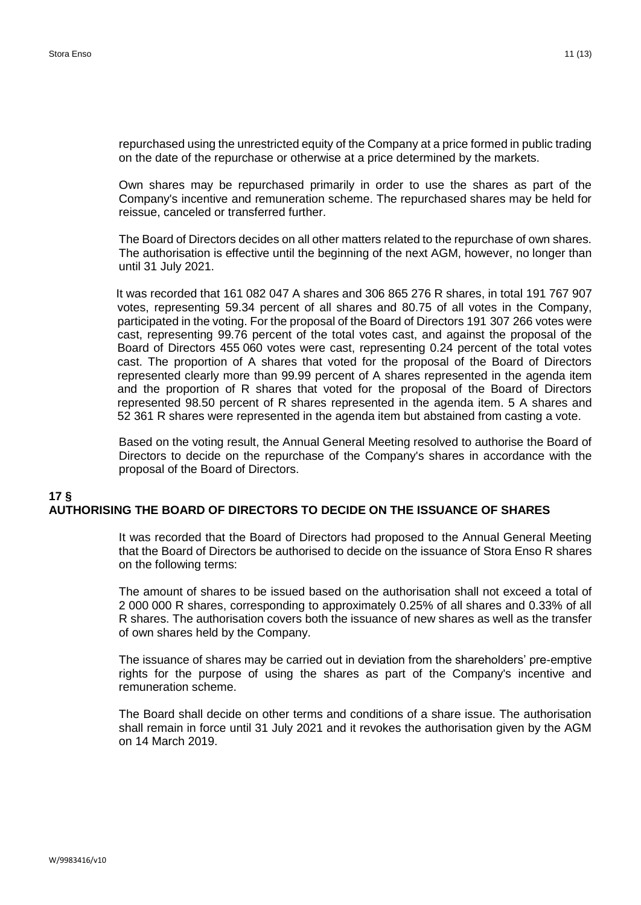repurchased using the unrestricted equity of the Company at a price formed in public trading on the date of the repurchase or otherwise at a price determined by the markets.

Own shares may be repurchased primarily in order to use the shares as part of the Company's incentive and remuneration scheme. The repurchased shares may be held for reissue, canceled or transferred further.

The Board of Directors decides on all other matters related to the repurchase of own shares. The authorisation is effective until the beginning of the next AGM, however, no longer than until 31 July 2021.

It was recorded that 161 082 047 A shares and 306 865 276 R shares, in total 191 767 907 votes, representing 59.34 percent of all shares and 80.75 of all votes in the Company, participated in the voting. For the proposal of the Board of Directors 191 307 266 votes were cast, representing 99.76 percent of the total votes cast, and against the proposal of the Board of Directors 455 060 votes were cast, representing 0.24 percent of the total votes cast. The proportion of A shares that voted for the proposal of the Board of Directors represented clearly more than 99.99 percent of A shares represented in the agenda item and the proportion of R shares that voted for the proposal of the Board of Directors represented 98.50 percent of R shares represented in the agenda item. 5 A shares and 52 361 R shares were represented in the agenda item but abstained from casting a vote.

Based on the voting result, the Annual General Meeting resolved to authorise the Board of Directors to decide on the repurchase of the Company's shares in accordance with the proposal of the Board of Directors.

## 17 §
## AUTHORISING THE BOARD OF DIRECTORS TO DECIDE ON THE ISSUANCE OF SHARES

It was recorded that the Board of Directors had proposed to the Annual General Meeting that the Board of Directors be authorised to decide on the issuance of Stora Enso R shares on the following terms:

The amount of shares to be issued based on the authorisation shall not exceed a total of 2 000 000 R shares, corresponding to approximately 0.25% of all shares and 0.33% of all R shares. The authorisation covers both the issuance of new shares as well as the transfer of own shares held by the Company.

The issuance of shares may be carried out in deviation from the shareholders' pre-emptive rights for the purpose of using the shares as part of the Company's incentive and remuneration scheme.

The Board shall decide on other terms and conditions of a share issue. The authorisation shall remain in force until 31 July 2021 and it revokes the authorisation given by the AGM on 14 March 2019.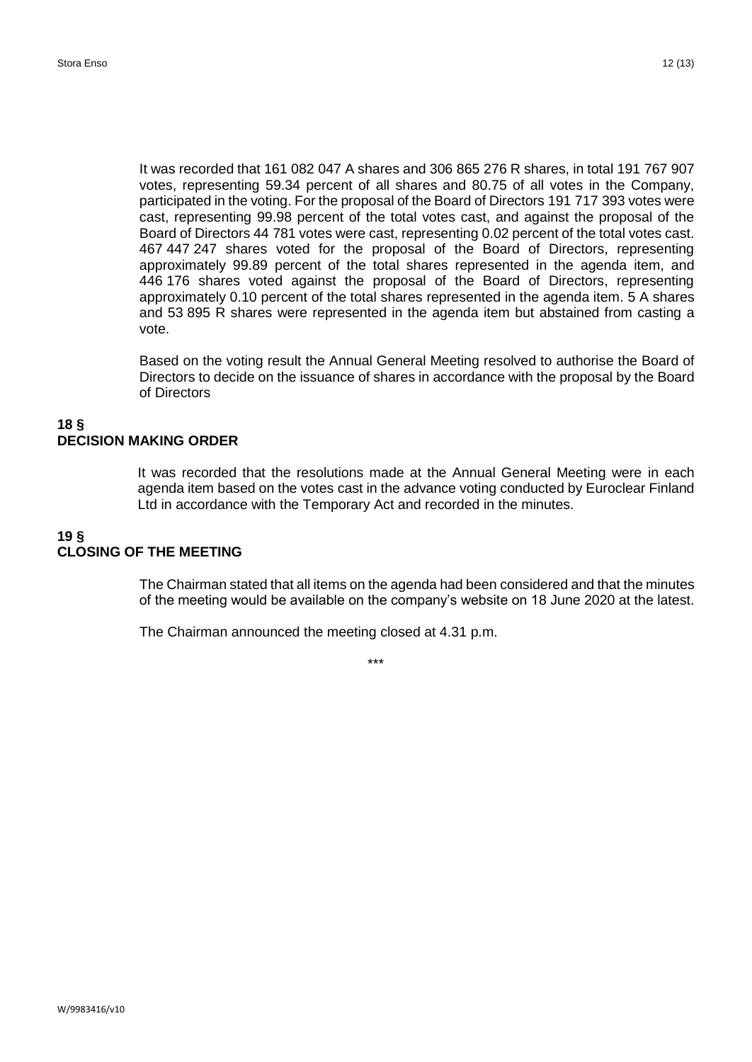It was recorded that 161 082 047 A shares and 306 865 276 R shares, in total 191 767 907 votes, representing 59.34 percent of all shares and 80.75 of all votes in the Company, participated in the voting. For the proposal of the Board of Directors 191 717 393 votes were cast, representing 99.98 percent of the total votes cast, and against the proposal of the Board of Directors 44 781 votes were cast, representing 0.02 percent of the total votes cast. 467 447 247 shares voted for the proposal of the Board of Directors, representing approximately 99.89 percent of the total shares represented in the agenda item, and 446 176 shares voted against the proposal of the Board of Directors, representing approximately 0.10 percent of the total shares represented in the agenda item. 5 A shares and 53 895 R shares were represented in the agenda item but abstained from casting a vote.

Based on the voting result the Annual General Meeting resolved to authorise the Board of Directors to decide on the issuance of shares in accordance with the proposal by the Board of Directors

## 18 §
## DECISION MAKING ORDER

It was recorded that the resolutions made at the Annual General Meeting were in each agenda item based on the votes cast in the advance voting conducted by Euroclear Finland Ltd in accordance with the Temporary Act and recorded in the minutes.

## 19 §
## CLOSING OF THE MEETING

The Chairman stated that all items on the agenda had been considered and that the minutes of the meeting would be available on the company's website on 18 June 2020 at the latest.

The Chairman announced the meeting closed at 4.31 p.m.

\*\*\*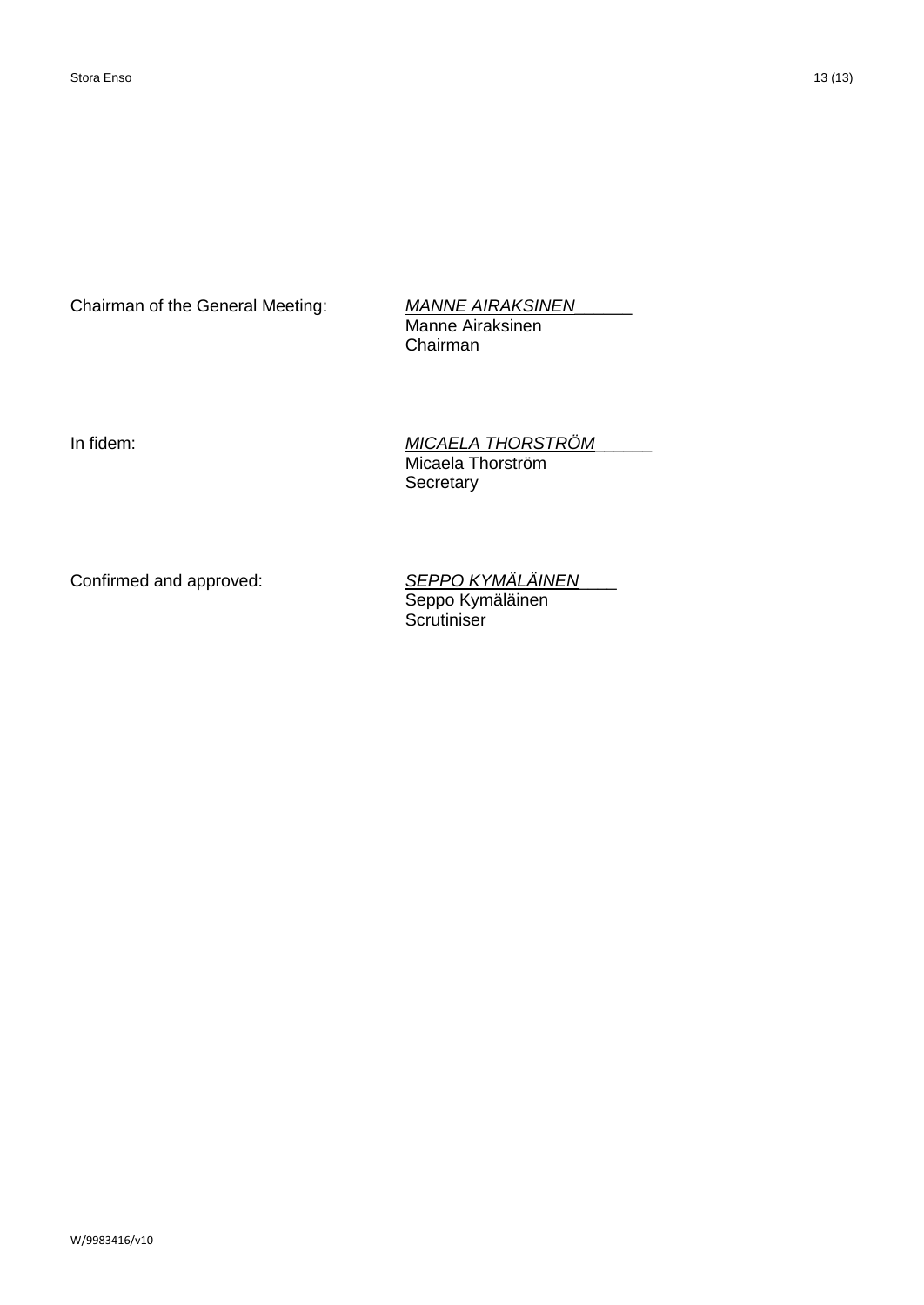Chairman of the General Meeting: *MANNE AIRAKSINEN*______
Manne Airaksinen
Chairman

In fidem: *MICAELA THORSTRÖM*______
Micaela Thorström
Secretary

Confirmed and approved: *SEPPO KYMÄLÄINEN*____
Seppo Kymäläinen
Scrutiniser

W/9983416/v10